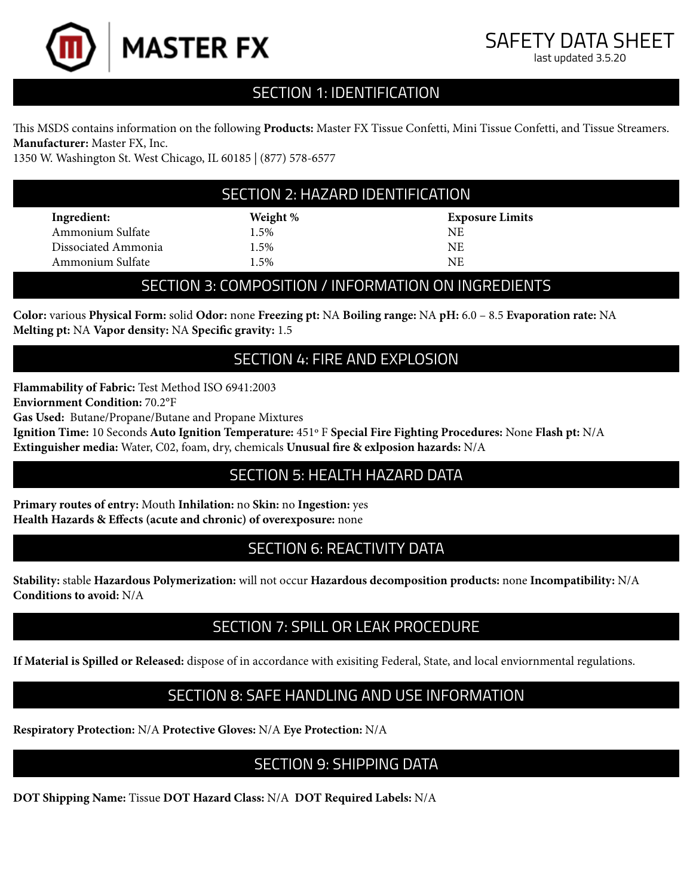**MASTER FX**

# SAFETY DATA SHEET

last updated 3.5.20

## SECTION 1: IDENTIFICATION

This MSDS contains information on the following **Products:** Master FX Tissue Confetti, Mini Tissue Confetti, and Tissue Streamers.
**Manufacturer:** Master FX, Inc.
1350 W. Washington St. West Chicago, IL 60185 | (877) 578-6577

## SECTION 2: HAZARD IDENTIFICATION

| Ingredient: | Weight % | Exposure Limits |
|---|---|---|
| Ammonium Sulfate | 1.5% | NE |
| Dissociated Ammonia | 1.5% | NE |
| Ammonium Sulfate | 1.5% | NE |

## SECTION 3: COMPOSITION / INFORMATION ON INGREDIENTS

**Color:** various **Physical Form:** solid **Odor:** none **Freezing pt:** NA **Boiling range:** NA **pH:** 6.0 – 8.5 **Evaporation rate:** NA **Melting pt:** NA **Vapor density:** NA **Specific gravity:** 1.5

## SECTION 4: FIRE AND EXPLOSION

**Flammability of Fabric:** Test Method ISO 6941:2003
**Enviornment Condition:** 70.2°F
**Gas Used:** Butane/Propane/Butane and Propane Mixtures
**Ignition Time:** 10 Seconds **Auto Ignition Temperature:** 451° F **Special Fire Fighting Procedures:** None **Flash pt:** N/A
**Extinguisher media:** Water, C02, foam, dry, chemicals **Unusual fire & exlposion hazards:** N/A

## SECTION 5: HEALTH HAZARD DATA

**Primary routes of entry:** Mouth **Inhilation:** no **Skin:** no **Ingestion:** yes
**Health Hazards & Effects (acute and chronic) of overexposure:** none

## SECTION 6: REACTIVITY DATA

**Stability:** stable **Hazardous Polymerization:** will not occur **Hazardous decomposition products:** none **Incompatibility:** N/A
**Conditions to avoid:** N/A

## SECTION 7: SPILL OR LEAK PROCEDURE

**If Material is Spilled or Released:** dispose of in accordance with exisiting Federal, State, and local enviornmental regulations.

## SECTION 8: SAFE HANDLING AND USE INFORMATION

**Respiratory Protection:** N/A **Protective Gloves:** N/A **Eye Protection:** N/A

## SECTION 9: SHIPPING DATA

**DOT Shipping Name:** Tissue **DOT Hazard Class:** N/A **DOT Required Labels:** N/A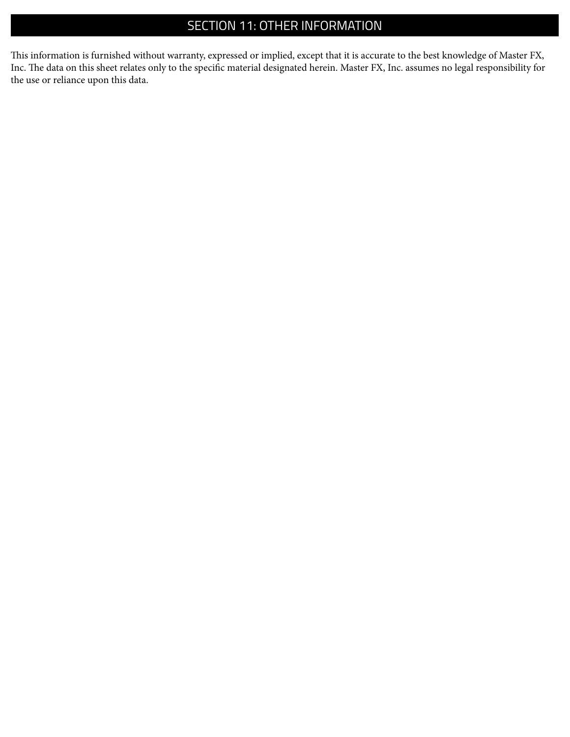## SECTION 11: OTHER INFORMATION

This information is furnished without warranty, expressed or implied, except that it is accurate to the best knowledge of Master FX, Inc. The data on this sheet relates only to the specific material designated herein. Master FX, Inc. assumes no legal responsibility for the use or reliance upon this data.